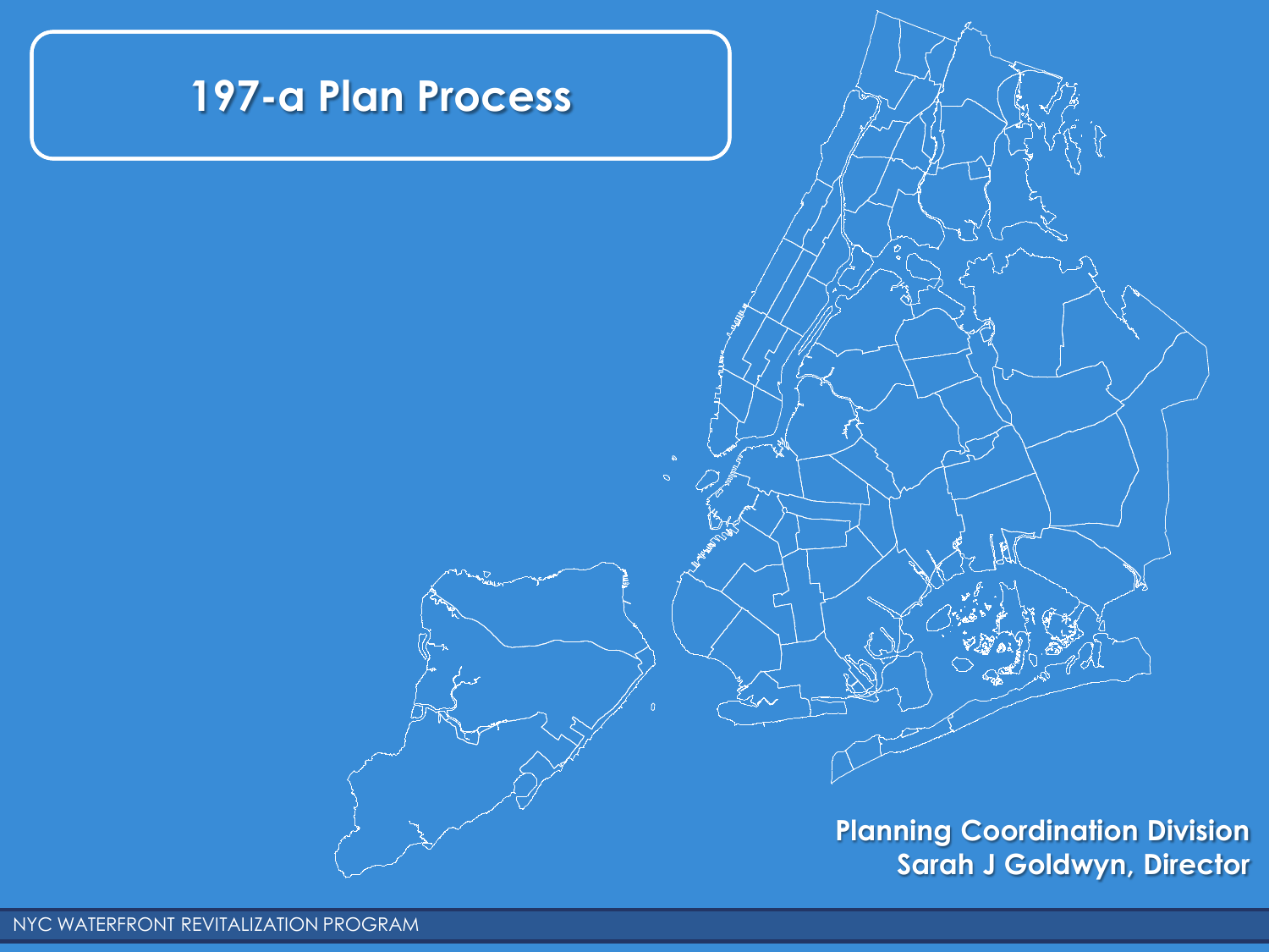# 197-a Plan Process

**Planning Coordination Division**
**Sarah J Goldwyn, Director**

NYC WATERFRONT REVITALIZATION PROGRAM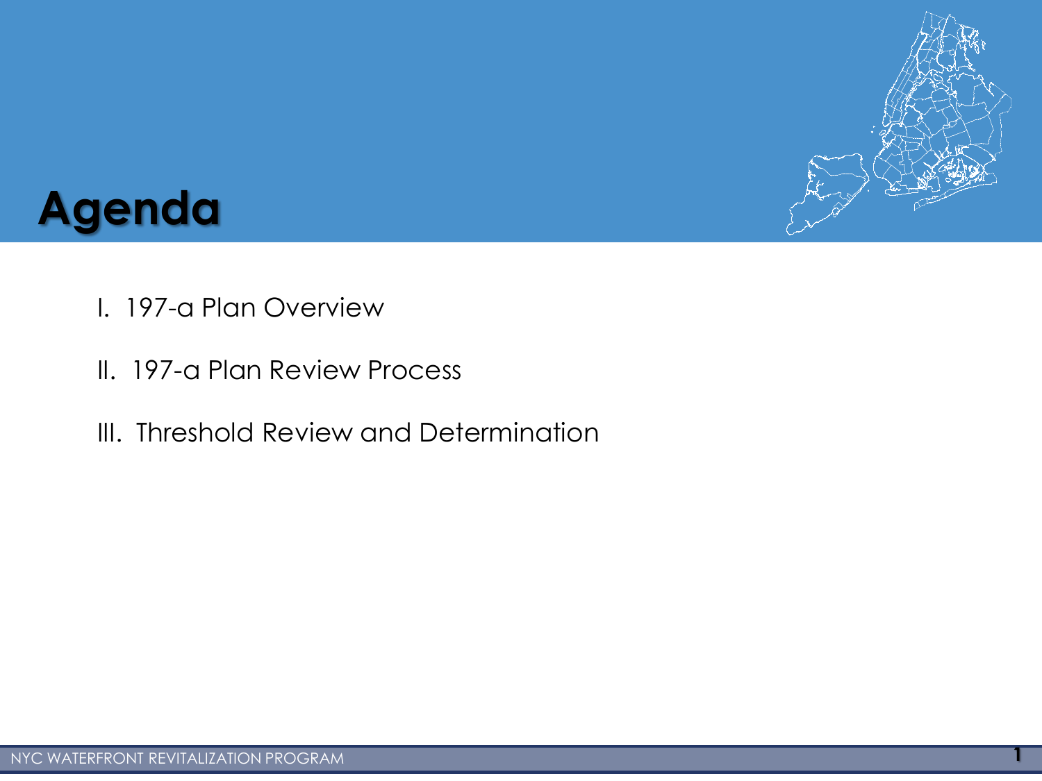# Agenda

I. 197-a Plan Overview

II. 197-a Plan Review Process

III. Threshold Review and Determination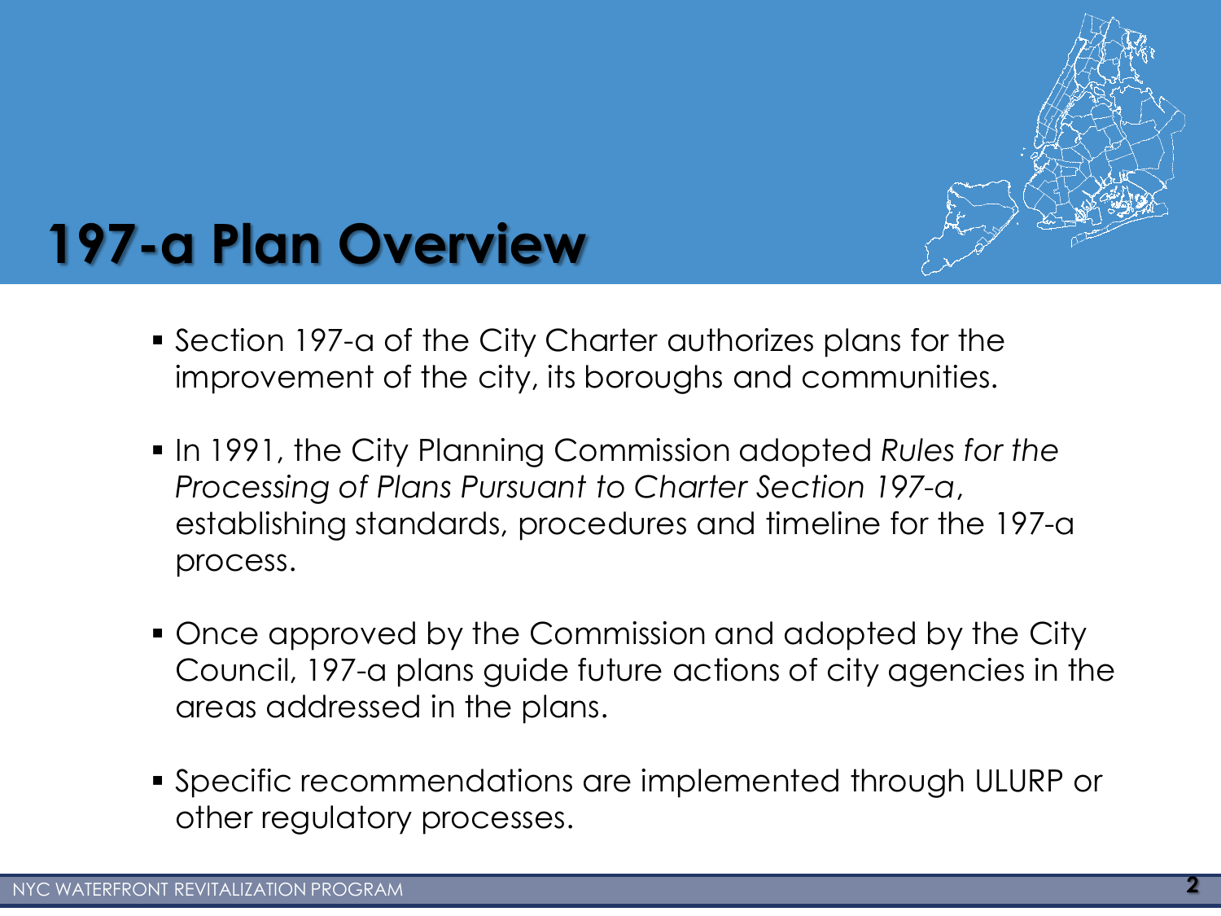# 197-a Plan Overview

- Section 197-a of the City Charter authorizes plans for the improvement of the city, its boroughs and communities.
- In 1991, the City Planning Commission adopted *Rules for the Processing of Plans Pursuant to Charter Section 197-a*, establishing standards, procedures and timeline for the 197-a process.
- Once approved by the Commission and adopted by the City Council, 197-a plans guide future actions of city agencies in the areas addressed in the plans.
- Specific recommendations are implemented through ULURP or other regulatory processes.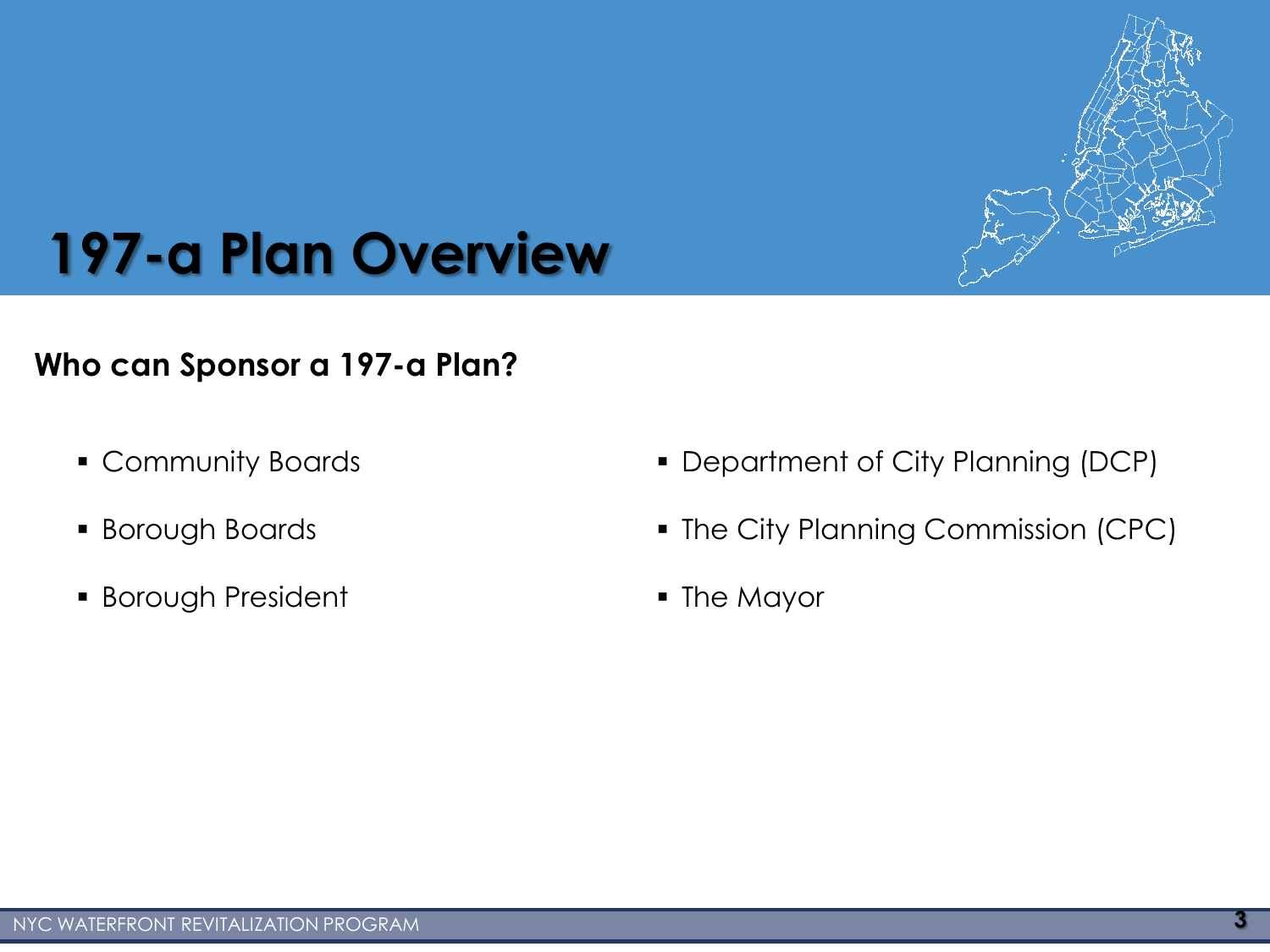# 197-a Plan Overview

**Who can Sponsor a 197-a Plan?**

- Community Boards
- Borough Boards
- Borough President
- Department of City Planning (DCP)
- The City Planning Commission (CPC)
- The Mayor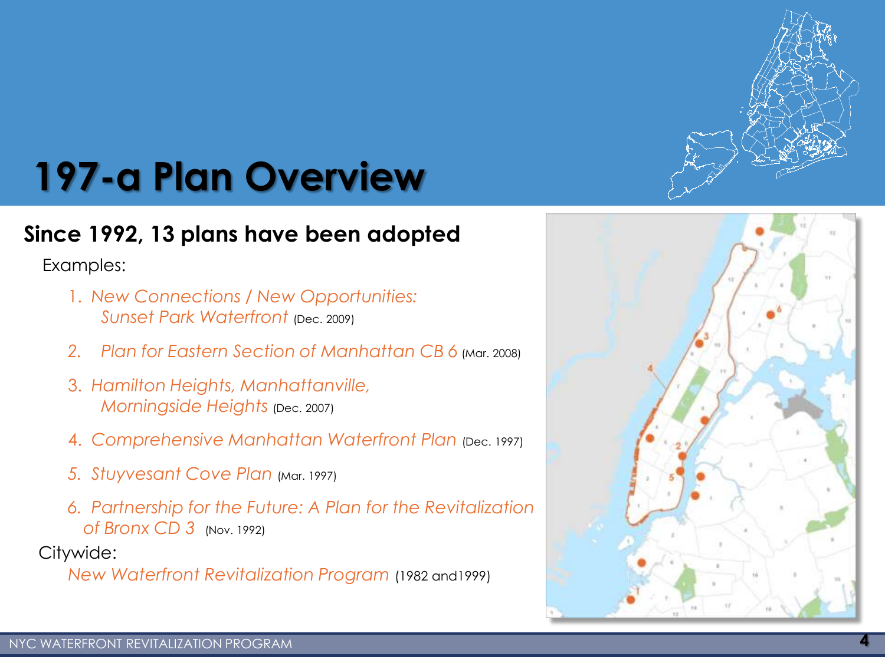# 197-a Plan Overview

## Since 1992, 13 plans have been adopted

Examples:

1. *New Connections / New Opportunities: Sunset Park Waterfront* (Dec. 2009)
2. *Plan for Eastern Section of Manhattan CB 6* (Mar. 2008)
3. *Hamilton Heights, Manhattanville, Morningside Heights* (Dec. 2007)
4. *Comprehensive Manhattan Waterfront Plan* (Dec. 1997)
5. *Stuyvesant Cove Plan* (Mar. 1997)
6. *Partnership for the Future: A Plan for the Revitalization of Bronx CD 3* (Nov. 1992)

Citywide:

*New Waterfront Revitalization Program* (1982 and1999)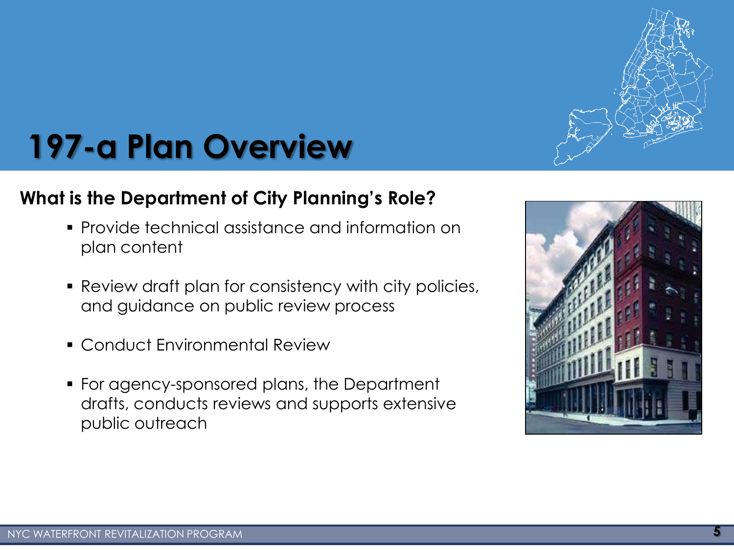# 197-a Plan Overview

## What is the Department of City Planning's Role?

- Provide technical assistance and information on plan content
- Review draft plan for consistency with city policies, and guidance on public review process
- Conduct Environmental Review
- For agency-sponsored plans, the Department drafts, conducts reviews and supports extensive public outreach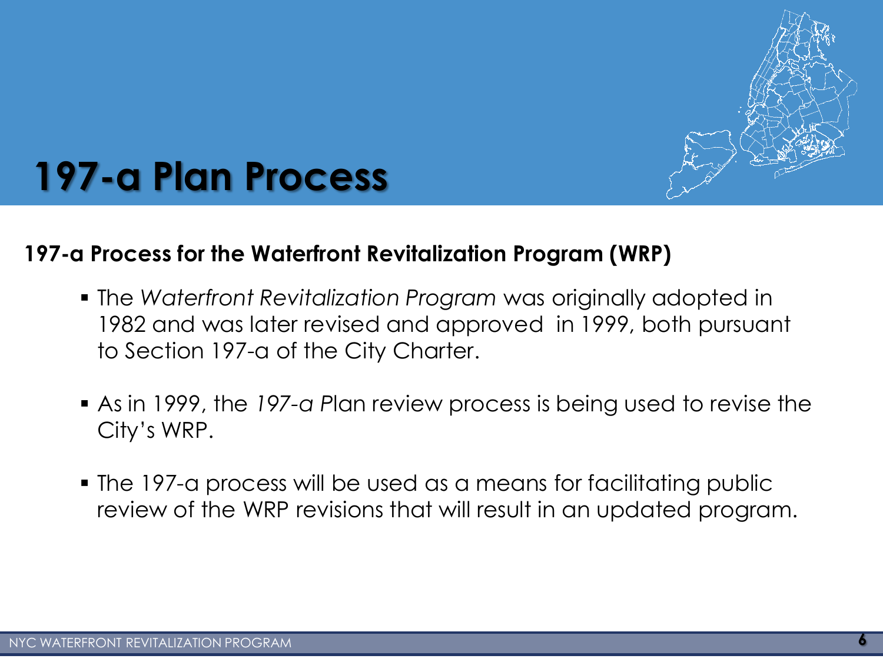# 197-a Plan Process

**197-a Process for the Waterfront Revitalization Program (WRP)**

- The *Waterfront Revitalization Program* was originally adopted in 1982 and was later revised and approved in 1999, both pursuant to Section 197-a of the City Charter.
- As in 1999, the *197-a P*lan review process is being used to revise the City's WRP.
- The 197-a process will be used as a means for facilitating public review of the WRP revisions that will result in an updated program.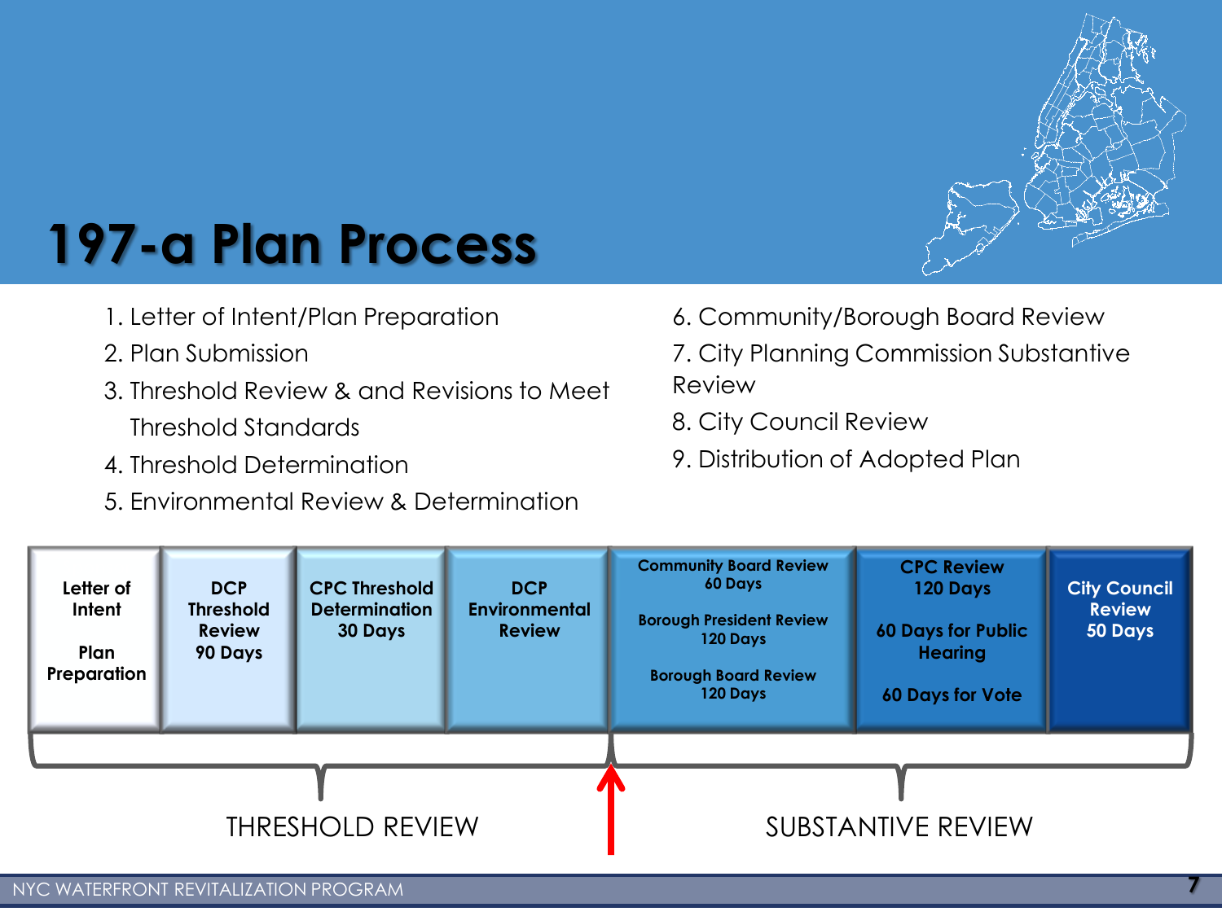# 197-a Plan Process

1. Letter of Intent/Plan Preparation
2. Plan Submission
3. Threshold Review & and Revisions to Meet Threshold Standards
4. Threshold Determination
5. Environmental Review & Determination
6. Community/Borough Board Review
7. City Planning Commission Substantive Review
8. City Council Review
9. Distribution of Adopted Plan

| Letter of Intent<br><br>Plan Preparation | DCP Threshold Review 90 Days | CPC Threshold Determination 30 Days | DCP Environmental Review | Community Board Review 60 Days<br><br>Borough President Review 120 Days<br><br>Borough Board Review 120 Days | CPC Review 120 Days<br><br>60 Days for Public Hearing<br><br>60 Days for Vote | City Council Review 50 Days |
|---|---|---|---|---|---|---|

THRESHOLD REVIEW | SUBSTANTIVE REVIEW

NYC WATERFRONT REVITALIZATION PROGRAM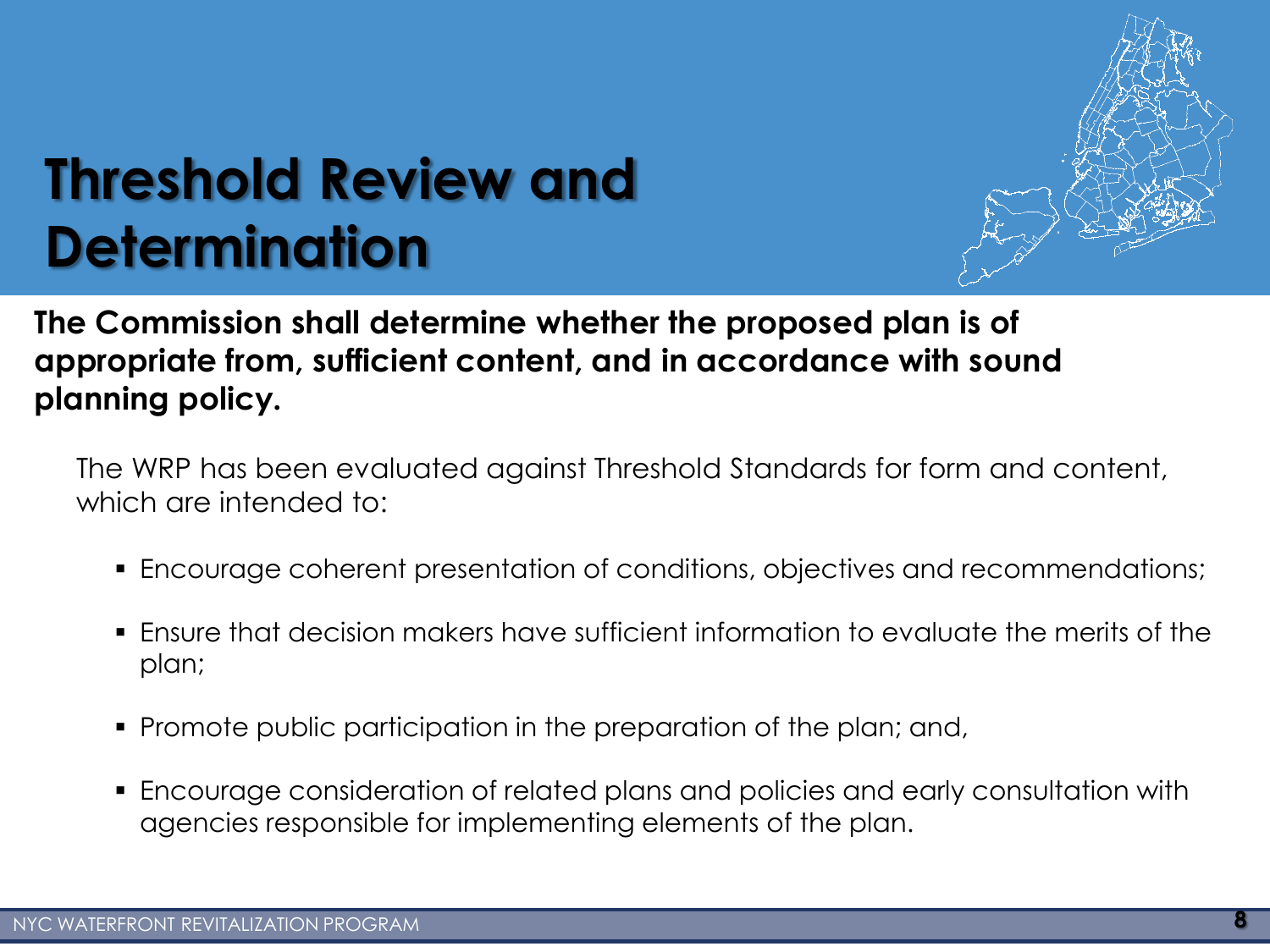# Threshold Review and Determination

**The Commission shall determine whether the proposed plan is of appropriate from, sufficient content, and in accordance with sound planning policy.**

The WRP has been evaluated against Threshold Standards for form and content, which are intended to:

- Encourage coherent presentation of conditions, objectives and recommendations;
- Ensure that decision makers have sufficient information to evaluate the merits of the plan;
- Promote public participation in the preparation of the plan; and,
- Encourage consideration of related plans and policies and early consultation with agencies responsible for implementing elements of the plan.